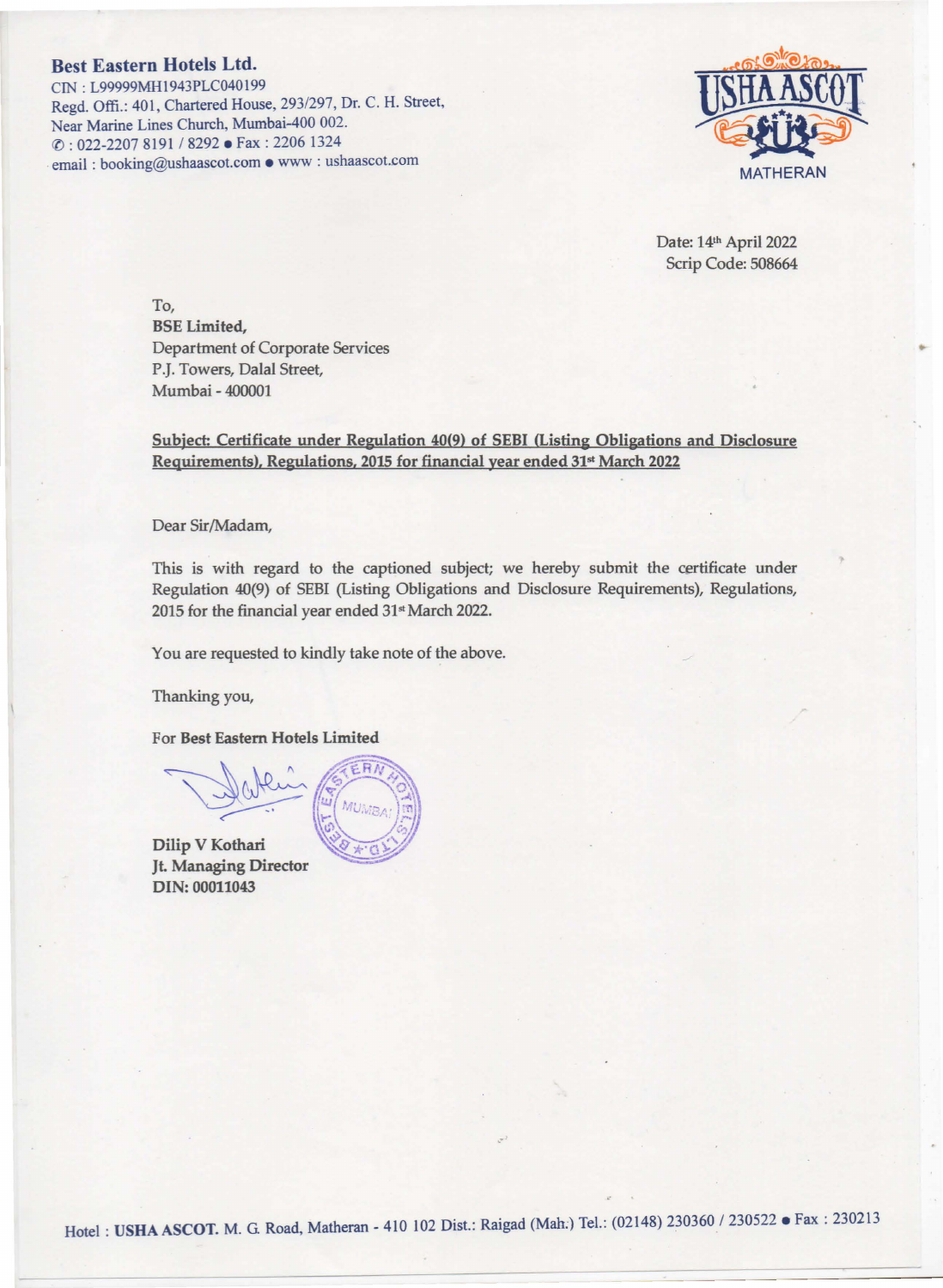**Best Eastern Hotels Ltd.**
CIN : L99999MH1943PLC040199
Regd. Offi.: 401, Chartered House, 293/297, Dr. C. H. Street,
Near Marine Lines Church, Mumbai-400 002.
✆ : 022-2207 8191 / 8292 • Fax : 2206 1324
email : booking@ushaascot.com • www : ushaascot.com

USHA ASCOT
MATHERAN

Date: 14th April 2022
Scrip Code: 508664

To,
**BSE Limited,**
Department of Corporate Services
P.J. Towers, Dalal Street,
Mumbai - 400001

**Subject: Certificate under Regulation 40(9) of SEBI (Listing Obligations and Disclosure Requirements), Regulations, 2015 for financial year ended 31st March 2022**

Dear Sir/Madam,

This is with regard to the captioned subject; we hereby submit the certificate under Regulation 40(9) of SEBI (Listing Obligations and Disclosure Requirements), Regulations, 2015 for the financial year ended 31st March 2022.

You are requested to kindly take note of the above.

Thanking you,

For **Best Eastern Hotels Limited**

**Dilip V Kothari**
**Jt. Managing Director**
**DIN: 00011043**

Hotel : **USHA ASCOT.** M. G. Road, Matheran - 410 102 Dist.: Raigad (Mah.) Tel.: (02148) 230360 / 230522 • Fax : 230213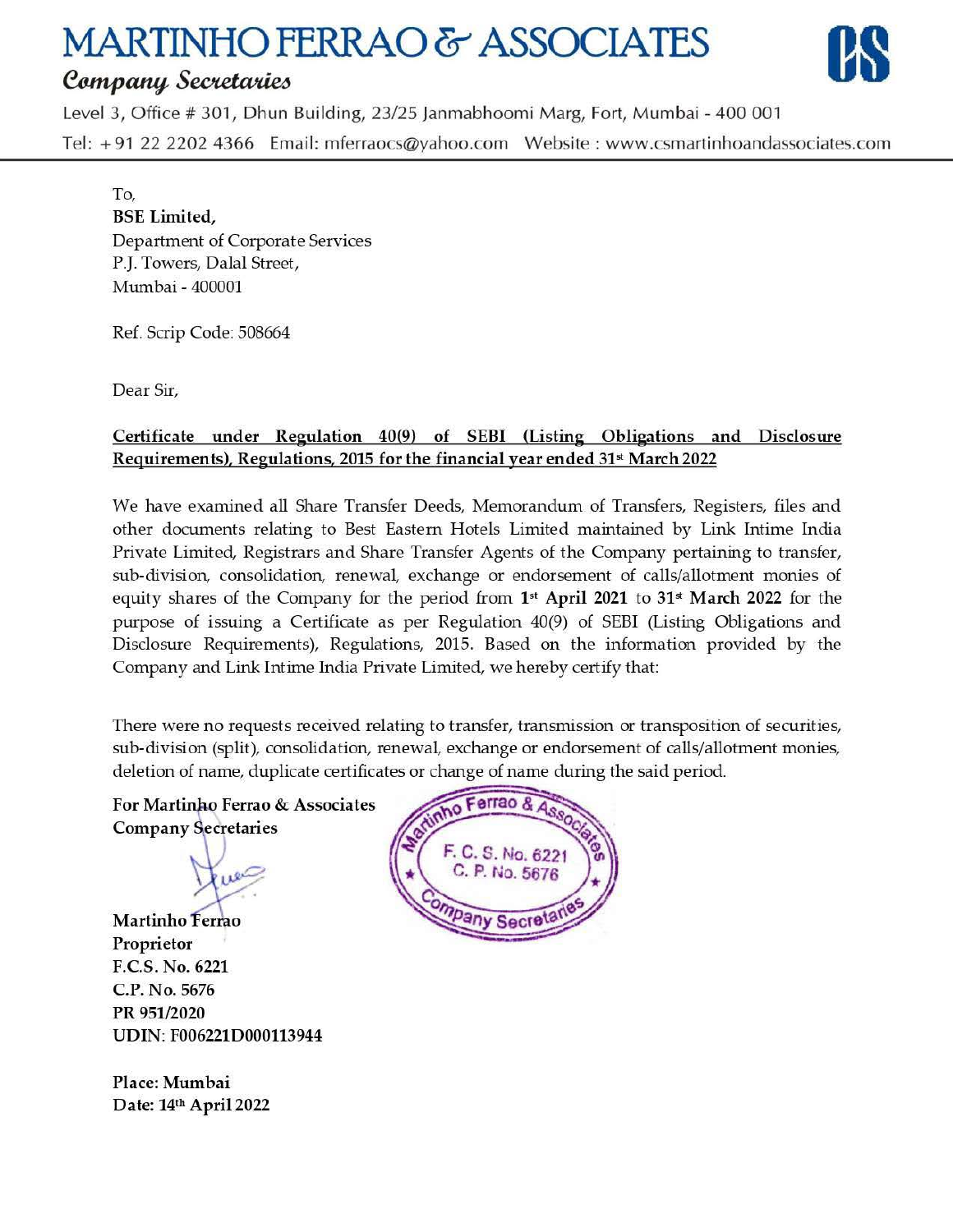# MARTINHO FERRAO & ASSOCIATES

*Company Secretaries*

Level 3, Office # 301, Dhun Building, 23/25 Janmabhoomi Marg, Fort, Mumbai - 400 001

Tel: +91 22 2202 4366 Email: mferraocs@yahoo.com Website : www.csmartinhoandassociates.com

To,

**BSE Limited,**
Department of Corporate Services
P.J. Towers, Dalal Street,
Mumbai - 400001

Ref. Scrip Code: 508664

Dear Sir,

**Certificate under Regulation 40(9) of SEBI (Listing Obligations and Disclosure Requirements), Regulations, 2015 for the financial year ended 31st March 2022**

We have examined all Share Transfer Deeds, Memorandum of Transfers, Registers, files and other documents relating to Best Eastern Hotels Limited maintained by Link Intime India Private Limited, Registrars and Share Transfer Agents of the Company pertaining to transfer, sub-division, consolidation, renewal, exchange or endorsement of calls/allotment monies of equity shares of the Company for the period from **1st April 2021** to **31st March 2022** for the purpose of issuing a Certificate as per Regulation 40(9) of SEBI (Listing Obligations and Disclosure Requirements), Regulations, 2015. Based on the information provided by the Company and Link Intime India Private Limited, we hereby certify that:

There were no requests received relating to transfer, transmission or transposition of securities, sub-division (split), consolidation, renewal, exchange or endorsement of calls/allotment monies, deletion of name, duplicate certificates or change of name during the said period.

**For Martinho Ferrao & Associates**
**Company Secretaries**

Martinho Ferrao & Associates
F. C. S. No. 6221
C. P. No. 5676
Company Secretaries

**Martinho Ferrao**
**Proprietor**
**F.C.S. No. 6221**
**C.P. No. 5676**
**PR 951/2020**
**UDIN: F006221D000113944**

**Place: Mumbai**
**Date: 14th April 2022**